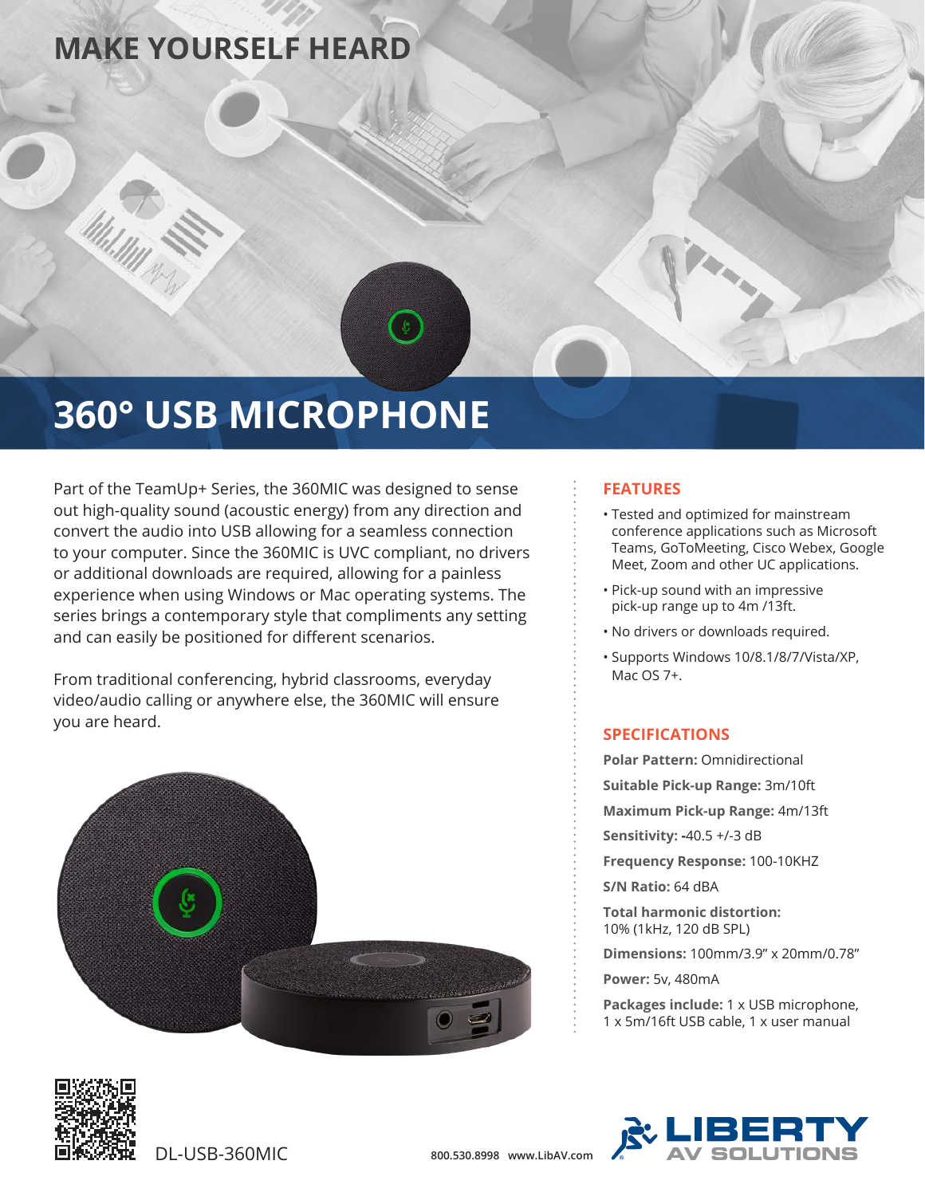# MAKE YOURSELF HEARD

# 360° USB MICROPHONE

Part of the TeamUp+ Series, the 360MIC was designed to sense out high-quality sound (acoustic energy) from any direction and convert the audio into USB allowing for a seamless connection to your computer. Since the 360MIC is UVC compliant, no drivers or additional downloads are required, allowing for a painless experience when using Windows or Mac operating systems. The series brings a contemporary style that compliments any setting and can easily be positioned for different scenarios.

From traditional conferencing, hybrid classrooms, everyday video/audio calling or anywhere else, the 360MIC will ensure you are heard.

## FEATURES

- Tested and optimized for mainstream conference applications such as Microsoft Teams, GoToMeeting, Cisco Webex, Google Meet, Zoom and other UC applications.
- Pick-up sound with an impressive pick-up range up to 4m /13ft.
- No drivers or downloads required.
- Supports Windows 10/8.1/8/7/Vista/XP, Mac OS 7+.

## SPECIFICATIONS

**Polar Pattern:** Omnidirectional

**Suitable Pick-up Range:** 3m/10ft

**Maximum Pick-up Range:** 4m/13ft

**Sensitivity:** -40.5 +/-3 dB

**Frequency Response:** 100-10KHZ

**S/N Ratio:** 64 dBA

**Total harmonic distortion:** 10% (1kHz, 120 dB SPL)

**Dimensions:** 100mm/3.9" x 20mm/0.78"

**Power:** 5v, 480mA

**Packages include:** 1 x USB microphone, 1 x 5m/16ft USB cable, 1 x user manual

DL-USB-360MIC

800.530.8998 www.LibAV.com

LIBERTY AV SOLUTIONS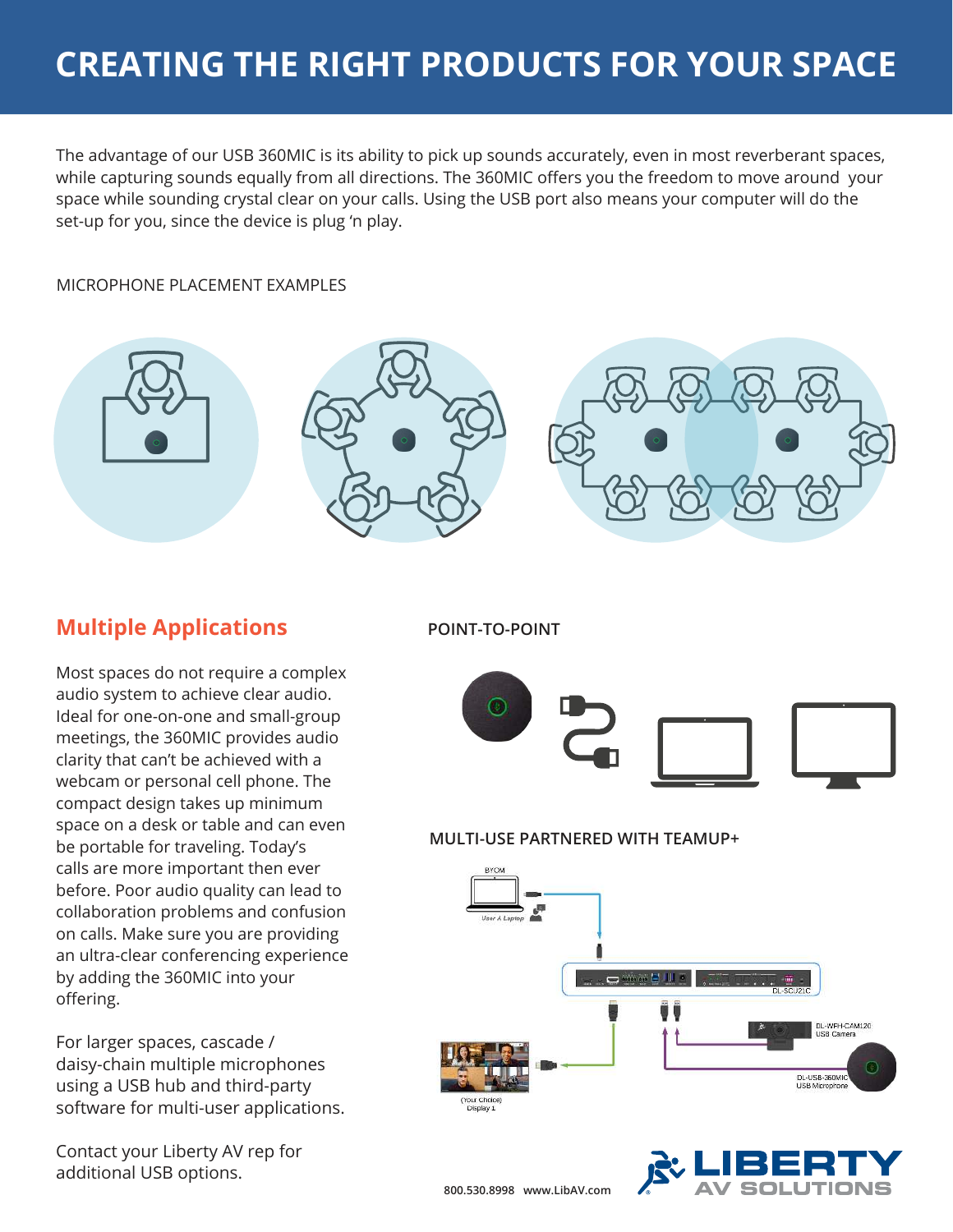# CREATING THE RIGHT PRODUCTS FOR YOUR SPACE

The advantage of our USB 360MIC is its ability to pick up sounds accurately, even in most reverberant spaces, while capturing sounds equally from all directions. The 360MIC offers you the freedom to move around your space while sounding crystal clear on your calls. Using the USB port also means your computer will do the set-up for you, since the device is plug 'n play.

MICROPHONE PLACEMENT EXAMPLES

## Multiple Applications

Most spaces do not require a complex audio system to achieve clear audio. Ideal for one-on-one and small-group meetings, the 360MIC provides audio clarity that can't be achieved with a webcam or personal cell phone. The compact design takes up minimum space on a desk or table and can even be portable for traveling. Today's calls are more important then ever before. Poor audio quality can lead to collaboration problems and confusion on calls. Make sure you are providing an ultra-clear conferencing experience by adding the 360MIC into your offering.

For larger spaces, cascade / daisy-chain multiple microphones using a USB hub and third-party software for multi-user applications.

Contact your Liberty AV rep for additional USB options.

**POINT-TO-POINT**

**MULTI-USE PARTNERED WITH TEAMUP+**

BYOM

User A Laptop

DL-SCU21C

DL-WFH-CAM120
USB Camera

DL-USB-360MIC
USB Microphone

(Your Choice)
Display 1

800.530.8998 www.LibAV.com

LIBERTY AV SOLUTIONS